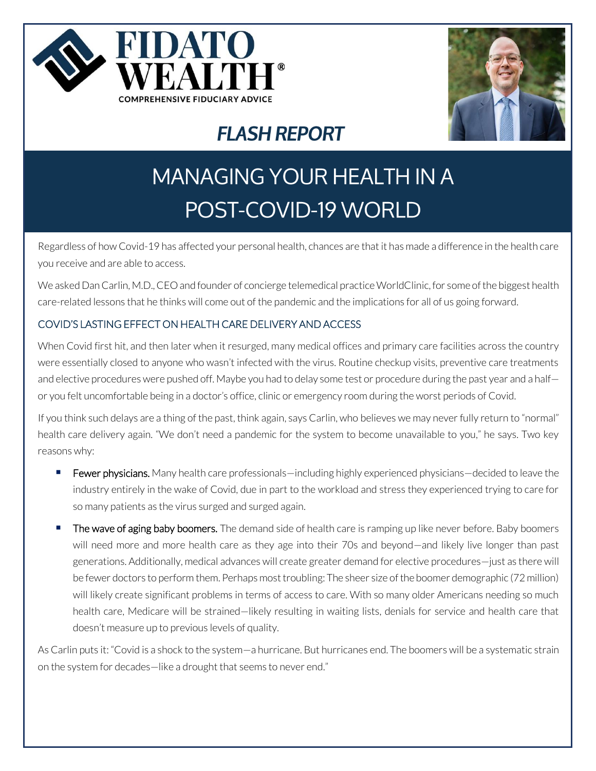FIDATO WEALTH®

COMPREHENSIVE FIDUCIARY ADVICE

***FLASH REPORT***

# MANAGING YOUR HEALTH IN A POST-COVID-19 WORLD

Regardless of how Covid-19 has affected your personal health, chances are that it has made a difference in the health care you receive and are able to access.

We asked Dan Carlin, M.D., CEO and founder of concierge telemedical practice WorldClinic, for some of the biggest health care-related lessons that he thinks will come out of the pandemic and the implications for all of us going forward.

## COVID'S LASTING EFFECT ON HEALTH CARE DELIVERY AND ACCESS

When Covid first hit, and then later when it resurged, many medical offices and primary care facilities across the country were essentially closed to anyone who wasn't infected with the virus. Routine checkup visits, preventive care treatments and elective procedures were pushed off. Maybe you had to delay some test or procedure during the past year and a half—or you felt uncomfortable being in a doctor's office, clinic or emergency room during the worst periods of Covid.

If you think such delays are a thing of the past, think again, says Carlin, who believes we may never fully return to "normal" health care delivery again. "We don't need a pandemic for the system to become unavailable to you," he says. Two key reasons why:

- Fewer physicians. Many health care professionals—including highly experienced physicians—decided to leave the industry entirely in the wake of Covid, due in part to the workload and stress they experienced trying to care for so many patients as the virus surged and surged again.
- The wave of aging baby boomers. The demand side of health care is ramping up like never before. Baby boomers will need more and more health care as they age into their 70s and beyond—and likely live longer than past generations. Additionally, medical advances will create greater demand for elective procedures—just as there will be fewer doctors to perform them. Perhaps most troubling: The sheer size of the boomer demographic (72 million) will likely create significant problems in terms of access to care. With so many older Americans needing so much health care, Medicare will be strained—likely resulting in waiting lists, denials for service and health care that doesn't measure up to previous levels of quality.

As Carlin puts it: "Covid is a shock to the system—a hurricane. But hurricanes end. The boomers will be a systematic strain on the system for decades—like a drought that seems to never end."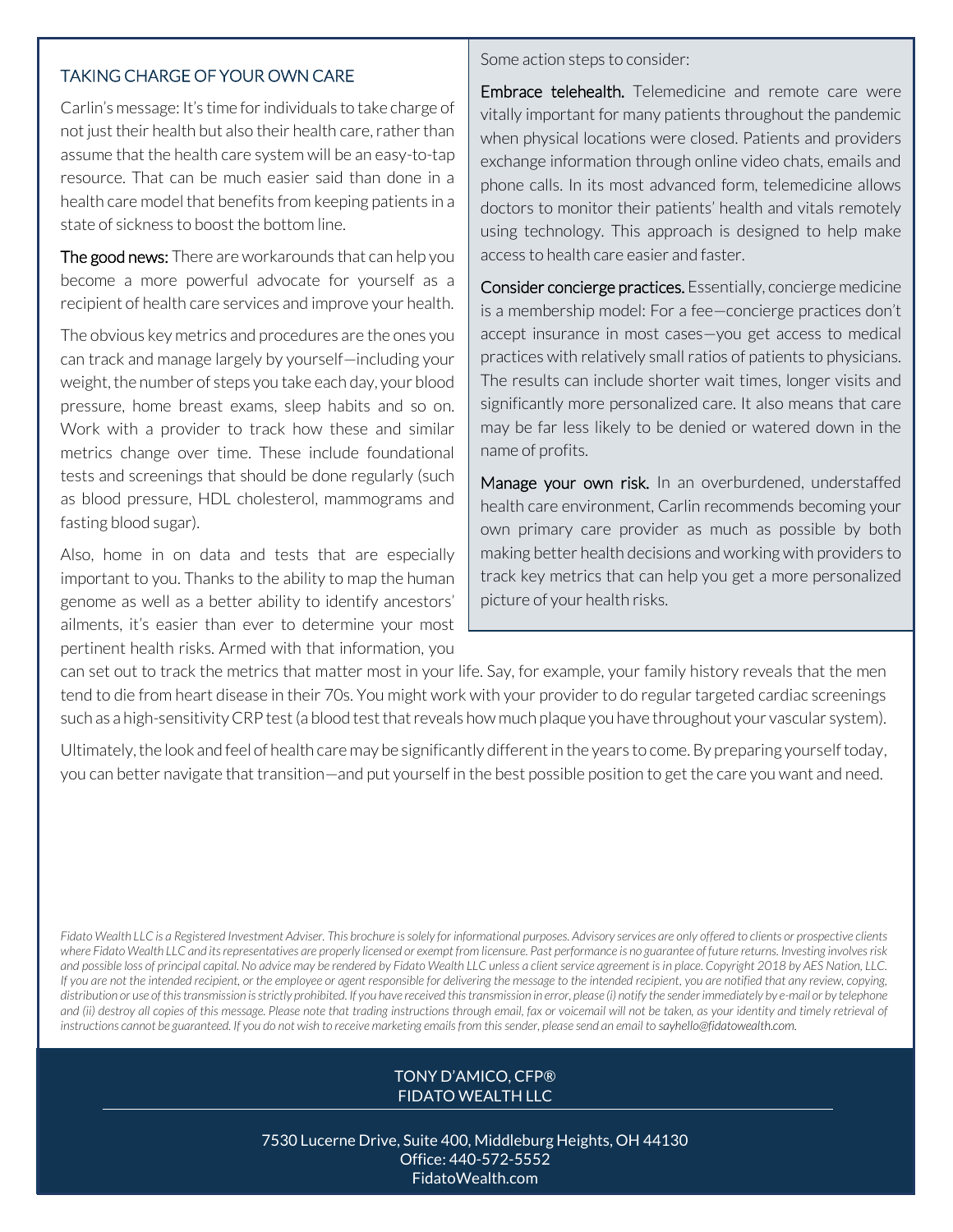## TAKING CHARGE OF YOUR OWN CARE

Carlin's message: It's time for individuals to take charge of not just their health but also their health care, rather than assume that the health care system will be an easy-to-tap resource. That can be much easier said than done in a health care model that benefits from keeping patients in a state of sickness to boost the bottom line.

**The good news:** There are workarounds that can help you become a more powerful advocate for yourself as a recipient of health care services and improve your health.

The obvious key metrics and procedures are the ones you can track and manage largely by yourself—including your weight, the number of steps you take each day, your blood pressure, home breast exams, sleep habits and so on. Work with a provider to track how these and similar metrics change over time. These include foundational tests and screenings that should be done regularly (such as blood pressure, HDL cholesterol, mammograms and fasting blood sugar).

Also, home in on data and tests that are especially important to you. Thanks to the ability to map the human genome as well as a better ability to identify ancestors' ailments, it's easier than ever to determine your most pertinent health risks. Armed with that information, you can set out to track the metrics that matter most in your life. Say, for example, your family history reveals that the men tend to die from heart disease in their 70s. You might work with your provider to do regular targeted cardiac screenings such as a high-sensitivity CRP test (a blood test that reveals how much plaque you have throughout your vascular system).

Ultimately, the look and feel of health care may be significantly different in the years to come. By preparing yourself today, you can better navigate that transition—and put yourself in the best possible position to get the care you want and need.

Some action steps to consider:

**Embrace telehealth.** Telemedicine and remote care were vitally important for many patients throughout the pandemic when physical locations were closed. Patients and providers exchange information through online video chats, emails and phone calls. In its most advanced form, telemedicine allows doctors to monitor their patients' health and vitals remotely using technology. This approach is designed to help make access to health care easier and faster.

**Consider concierge practices.** Essentially, concierge medicine is a membership model: For a fee—concierge practices don't accept insurance in most cases—you get access to medical practices with relatively small ratios of patients to physicians. The results can include shorter wait times, longer visits and significantly more personalized care. It also means that care may be far less likely to be denied or watered down in the name of profits.

**Manage your own risk.** In an overburdened, understaffed health care environment, Carlin recommends becoming your own primary care provider as much as possible by both making better health decisions and working with providers to track key metrics that can help you get a more personalized picture of your health risks.

*Fidato Wealth LLC is a Registered Investment Adviser. This brochure is solely for informational purposes. Advisory services are only offered to clients or prospective clients where Fidato Wealth LLC and its representatives are properly licensed or exempt from licensure. Past performance is no guarantee of future returns. Investing involves risk and possible loss of principal capital. No advice may be rendered by Fidato Wealth LLC unless a client service agreement is in place. Copyright 2018 by AES Nation, LLC. If you are not the intended recipient, or the employee or agent responsible for delivering the message to the intended recipient, you are notified that any review, copying, distribution or use of this transmission is strictly prohibited. If you have received this transmission in error, please (i) notify the sender immediately by e-mail or by telephone and (ii) destroy all copies of this message. Please note that trading instructions through email, fax or voicemail will not be taken, as your identity and timely retrieval of instructions cannot be guaranteed. If you do not wish to receive marketing emails from this sender, please send an email to sayhello@fidatowealth.com.*

TONY D'AMICO, CFP®
FIDATO WEALTH LLC

7530 Lucerne Drive, Suite 400, Middleburg Heights, OH 44130
Office: 440-572-5552
FidatoWealth.com